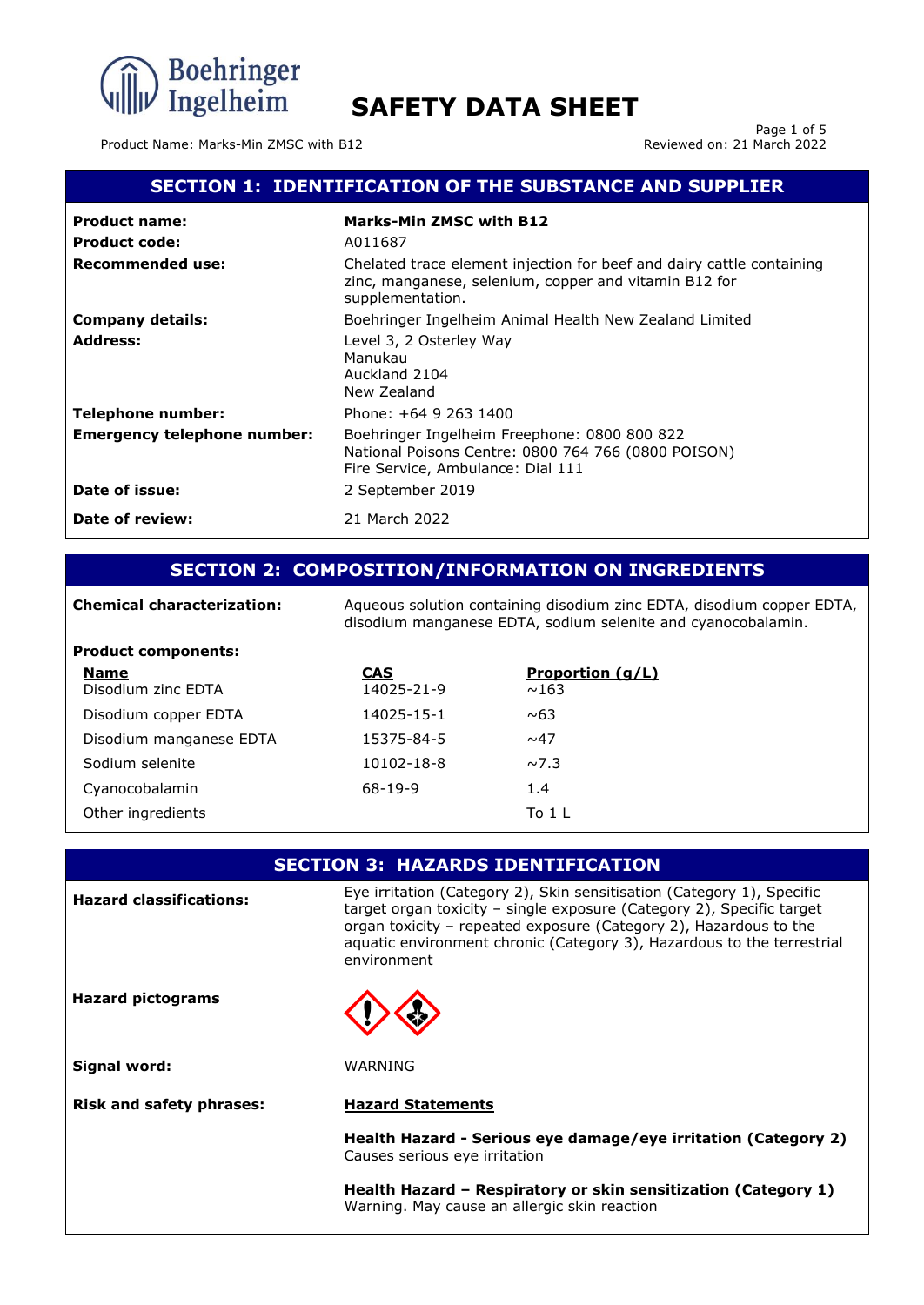# SAFETY DATA SHEET

Product Name: Marks-Min ZMSC with B12

Reviewed on: 21 March 2022

## SECTION 1: IDENTIFICATION OF THE SUBSTANCE AND SUPPLIER

| | |
|---|---|
| **Product name:** | **Marks-Min ZMSC with B12** |
| **Product code:** | A011687 |
| **Recommended use:** | Chelated trace element injection for beef and dairy cattle containing zinc, manganese, selenium, copper and vitamin B12 for supplementation. |
| **Company details:** | Boehringer Ingelheim Animal Health New Zealand Limited |
| **Address:** | Level 3, 2 Osterley Way<br>Manukau<br>Auckland 2104<br>New Zealand |
| **Telephone number:** | Phone: +64 9 263 1400 |
| **Emergency telephone number:** | Boehringer Ingelheim Freephone: 0800 800 822<br>National Poisons Centre: 0800 764 766 (0800 POISON)<br>Fire Service, Ambulance: Dial 111 |
| **Date of issue:** | 2 September 2019 |
| **Date of review:** | 21 March 2022 |

## SECTION 2: COMPOSITION/INFORMATION ON INGREDIENTS

**Chemical characterization:** Aqueous solution containing disodium zinc EDTA, disodium copper EDTA, disodium manganese EDTA, sodium selenite and cyanocobalamin.

**Product components:**

| Name | CAS | Proportion (g/L) |
|---|---|---|
| Disodium zinc EDTA | 14025-21-9 | ~163 |
| Disodium copper EDTA | 14025-15-1 | ~63 |
| Disodium manganese EDTA | 15375-84-5 | ~47 |
| Sodium selenite | 10102-18-8 | ~7.3 |
| Cyanocobalamin | 68-19-9 | 1.4 |
| Other ingredients | | To 1 L |

## SECTION 3: HAZARDS IDENTIFICATION

**Hazard classifications:** Eye irritation (Category 2), Skin sensitisation (Category 1), Specific target organ toxicity – single exposure (Category 2), Specific target organ toxicity – repeated exposure (Category 2), Hazardous to the aquatic environment chronic (Category 3), Hazardous to the terrestrial environment

**Hazard pictograms**

**Signal word:** WARNING

**Risk and safety phrases:**

**Hazard Statements**

**Health Hazard - Serious eye damage/eye irritation (Category 2)**
Causes serious eye irritation

**Health Hazard – Respiratory or skin sensitization (Category 1)**
Warning. May cause an allergic skin reaction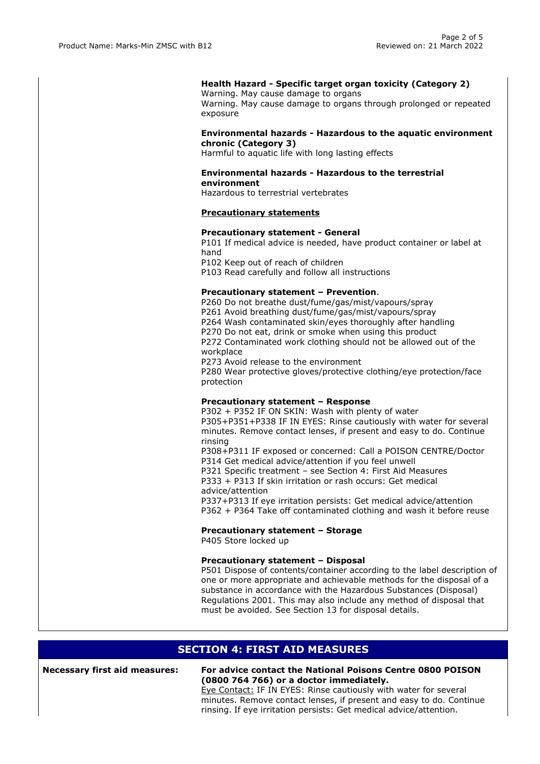**Health Hazard - Specific target organ toxicity (Category 2)**
Warning. May cause damage to organs
Warning. May cause damage to organs through prolonged or repeated exposure

**Environmental hazards - Hazardous to the aquatic environment chronic (Category 3)**
Harmful to aquatic life with long lasting effects

**Environmental hazards - Hazardous to the terrestrial environment**
Hazardous to terrestrial vertebrates

**Precautionary statements**

**Precautionary statement - General**
P101 If medical advice is needed, have product container or label at hand
P102 Keep out of reach of children
P103 Read carefully and follow all instructions

**Precautionary statement – Prevention**.
P260 Do not breathe dust/fume/gas/mist/vapours/spray
P261 Avoid breathing dust/fume/gas/mist/vapours/spray
P264 Wash contaminated skin/eyes thoroughly after handling
P270 Do not eat, drink or smoke when using this product
P272 Contaminated work clothing should not be allowed out of the workplace
P273 Avoid release to the environment
P280 Wear protective gloves/protective clothing/eye protection/face protection

**Precautionary statement – Response**
P302 + P352 IF ON SKIN: Wash with plenty of water
P305+P351+P338 IF IN EYES: Rinse cautiously with water for several minutes. Remove contact lenses, if present and easy to do. Continue rinsing
P308+P311 IF exposed or concerned: Call a POISON CENTRE/Doctor
P314 Get medical advice/attention if you feel unwell
P321 Specific treatment – see Section 4: First Aid Measures
P333 + P313 If skin irritation or rash occurs: Get medical advice/attention
P337+P313 If eye irritation persists: Get medical advice/attention
P362 + P364 Take off contaminated clothing and wash it before reuse

**Precautionary statement – Storage**
P405 Store locked up

**Precautionary statement – Disposal**
P501 Dispose of contents/container according to the label description of one or more appropriate and achievable methods for the disposal of a substance in accordance with the Hazardous Substances (Disposal) Regulations 2001. This may also include any method of disposal that must be avoided. See Section 13 for disposal details.

## SECTION 4: FIRST AID MEASURES

**Necessary first aid measures:**

**For advice contact the National Poisons Centre 0800 POISON (0800 764 766) or a doctor immediately.**
Eye Contact: IF IN EYES: Rinse cautiously with water for several minutes. Remove contact lenses, if present and easy to do. Continue rinsing. If eye irritation persists: Get medical advice/attention.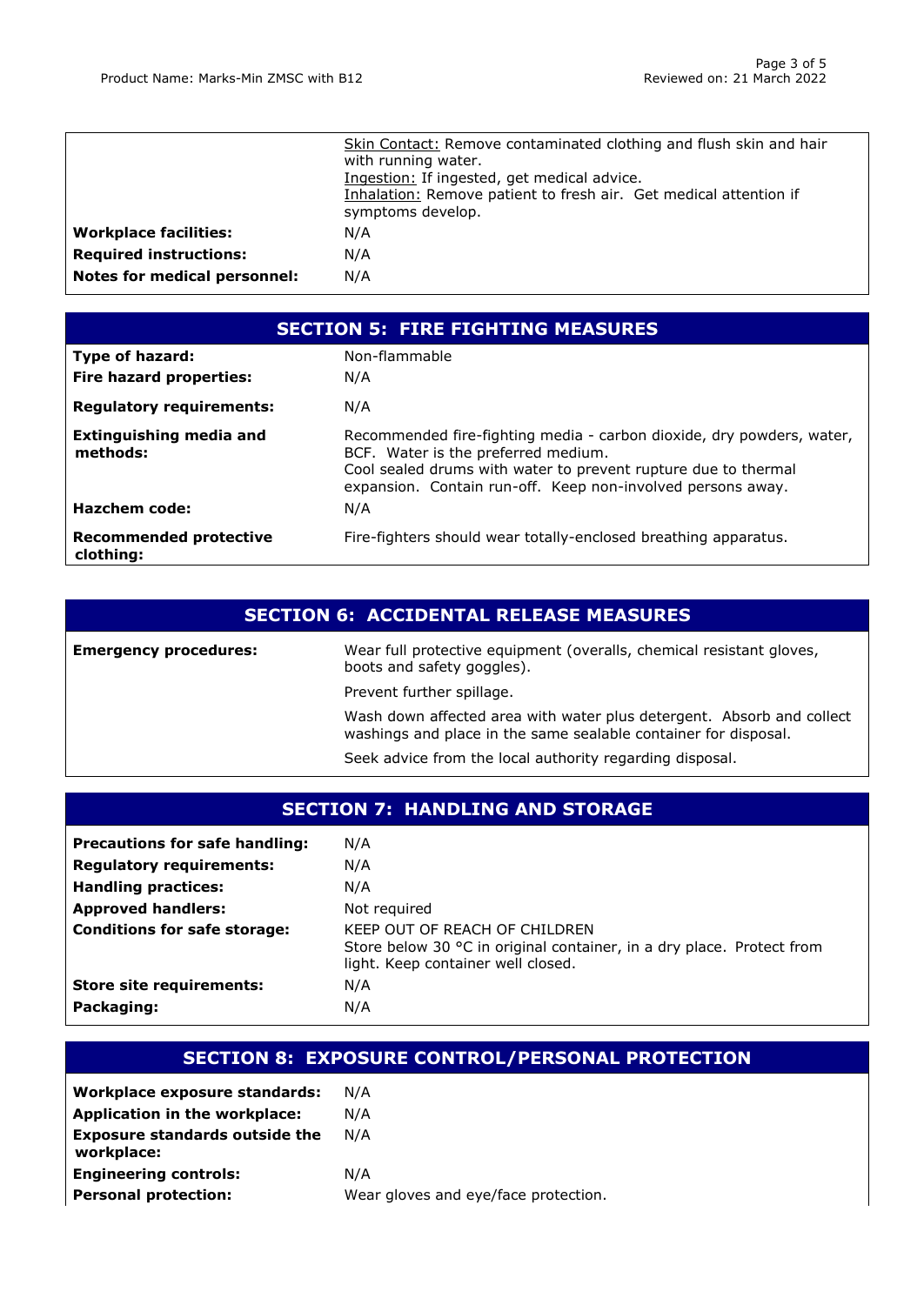| | |
|---|---|
| | Skin Contact: Remove contaminated clothing and flush skin and hair with running water.<br>Ingestion: If ingested, get medical advice.<br>Inhalation: Remove patient to fresh air. Get medical attention if symptoms develop. |
| **Workplace facilities:** | N/A |
| **Required instructions:** | N/A |
| **Notes for medical personnel:** | N/A |

## SECTION 5: FIRE FIGHTING MEASURES

| | |
|---|---|
| **Type of hazard:** | Non-flammable |
| **Fire hazard properties:** | N/A |
| **Regulatory requirements:** | N/A |
| **Extinguishing media and methods:** | Recommended fire-fighting media - carbon dioxide, dry powders, water, BCF. Water is the preferred medium.<br>Cool sealed drums with water to prevent rupture due to thermal expansion. Contain run-off. Keep non-involved persons away. |
| **Hazchem code:** | N/A |
| **Recommended protective clothing:** | Fire-fighters should wear totally-enclosed breathing apparatus. |

## SECTION 6: ACCIDENTAL RELEASE MEASURES

| | |
|---|---|
| **Emergency procedures:** | Wear full protective equipment (overalls, chemical resistant gloves, boots and safety goggles).<br>Prevent further spillage.<br>Wash down affected area with water plus detergent. Absorb and collect washings and place in the same sealable container for disposal.<br>Seek advice from the local authority regarding disposal. |

## SECTION 7: HANDLING AND STORAGE

| | |
|---|---|
| **Precautions for safe handling:** | N/A |
| **Regulatory requirements:** | N/A |
| **Handling practices:** | N/A |
| **Approved handlers:** | Not required |
| **Conditions for safe storage:** | KEEP OUT OF REACH OF CHILDREN<br>Store below 30 °C in original container, in a dry place. Protect from light. Keep container well closed. |
| **Store site requirements:** | N/A |
| **Packaging:** | N/A |

## SECTION 8: EXPOSURE CONTROL/PERSONAL PROTECTION

| | |
|---|---|
| **Workplace exposure standards:** | N/A |
| **Application in the workplace:** | N/A |
| **Exposure standards outside the workplace:** | N/A |
| **Engineering controls:** | N/A |
| **Personal protection:** | Wear gloves and eye/face protection. |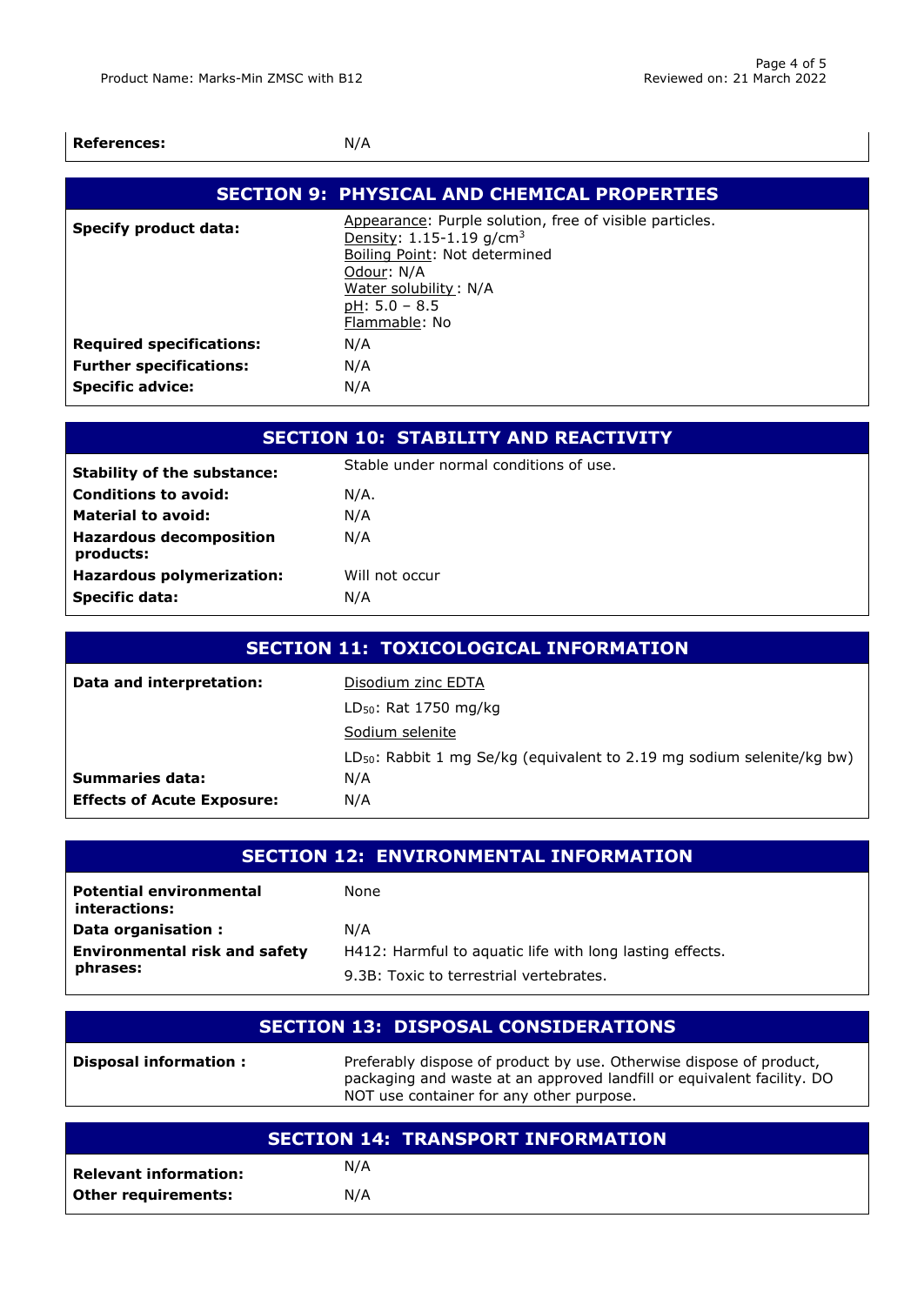| | |
|---|---|
| **References:** | N/A |

## SECTION 9: PHYSICAL AND CHEMICAL PROPERTIES

| | |
|---|---|
| **Specify product data:** | Appearance: Purple solution, free of visible particles.<br>Density: 1.15-1.19 g/cm$^3$<br>Boiling Point: Not determined<br>Odour: N/A<br>Water solubility : N/A<br>pH: 5.0 – 8.5<br>Flammable: No |
| **Required specifications:** | N/A |
| **Further specifications:** | N/A |
| **Specific advice:** | N/A |

## SECTION 10: STABILITY AND REACTIVITY

| | |
|---|---|
| **Stability of the substance:** | Stable under normal conditions of use. |
| **Conditions to avoid:** | N/A. |
| **Material to avoid:** | N/A |
| **Hazardous decomposition products:** | N/A |
| **Hazardous polymerization:** | Will not occur |
| **Specific data:** | N/A |

## SECTION 11: TOXICOLOGICAL INFORMATION

| | |
|---|---|
| **Data and interpretation:** | Disodium zinc EDTA<br>$LD_{50}$: Rat 1750 mg/kg<br>Sodium selenite<br>$LD_{50}$: Rabbit 1 mg Se/kg (equivalent to 2.19 mg sodium selenite/kg bw) |
| **Summaries data:** | N/A |
| **Effects of Acute Exposure:** | N/A |

## SECTION 12: ENVIRONMENTAL INFORMATION

| | |
|---|---|
| **Potential environmental interactions:** | None |
| **Data organisation :** | N/A |
| **Environmental risk and safety phrases:** | H412: Harmful to aquatic life with long lasting effects.<br>9.3B: Toxic to terrestrial vertebrates. |

## SECTION 13: DISPOSAL CONSIDERATIONS

| | |
|---|---|
| **Disposal information :** | Preferably dispose of product by use. Otherwise dispose of product, packaging and waste at an approved landfill or equivalent facility. DO NOT use container for any other purpose. |

## SECTION 14: TRANSPORT INFORMATION

| | |
|---|---|
| **Relevant information:** | N/A |
| **Other requirements:** | N/A |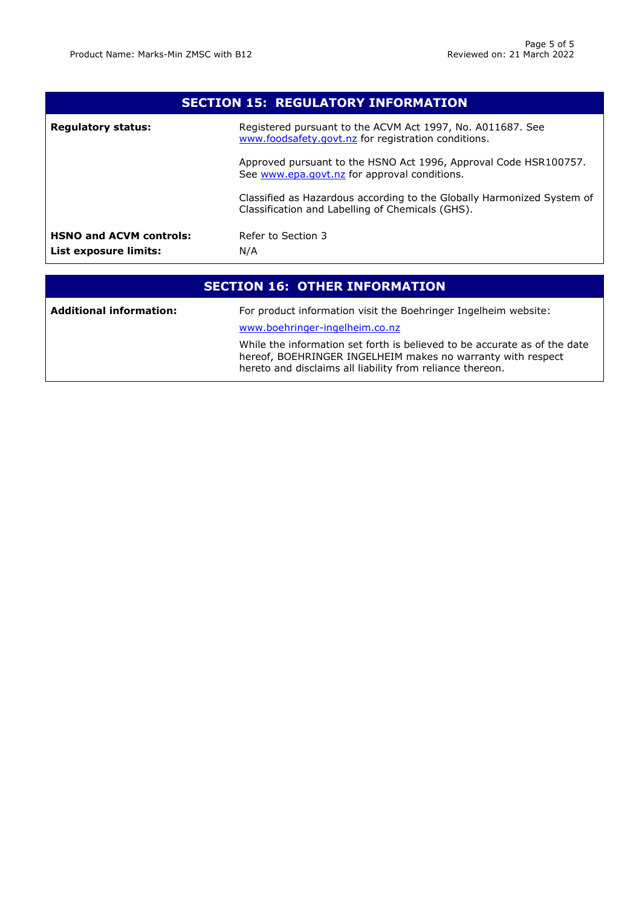## SECTION 15: REGULATORY INFORMATION

| | |
|---|---|
| **Regulatory status:** | Registered pursuant to the ACVM Act 1997, No. A011687. See www.foodsafety.govt.nz for registration conditions.<br><br>Approved pursuant to the HSNO Act 1996, Approval Code HSR100757. See www.epa.govt.nz for approval conditions.<br><br>Classified as Hazardous according to the Globally Harmonized System of Classification and Labelling of Chemicals (GHS). |
| **HSNO and ACVM controls:** | Refer to Section 3 |
| **List exposure limits:** | N/A |

## SECTION 16: OTHER INFORMATION

| | |
|---|---|
| **Additional information:** | For product information visit the Boehringer Ingelheim website:<br><br>www.boehringer-ingelheim.co.nz<br><br>While the information set forth is believed to be accurate as of the date hereof, BOEHRINGER INGELHEIM makes no warranty with respect hereto and disclaims all liability from reliance thereon. |